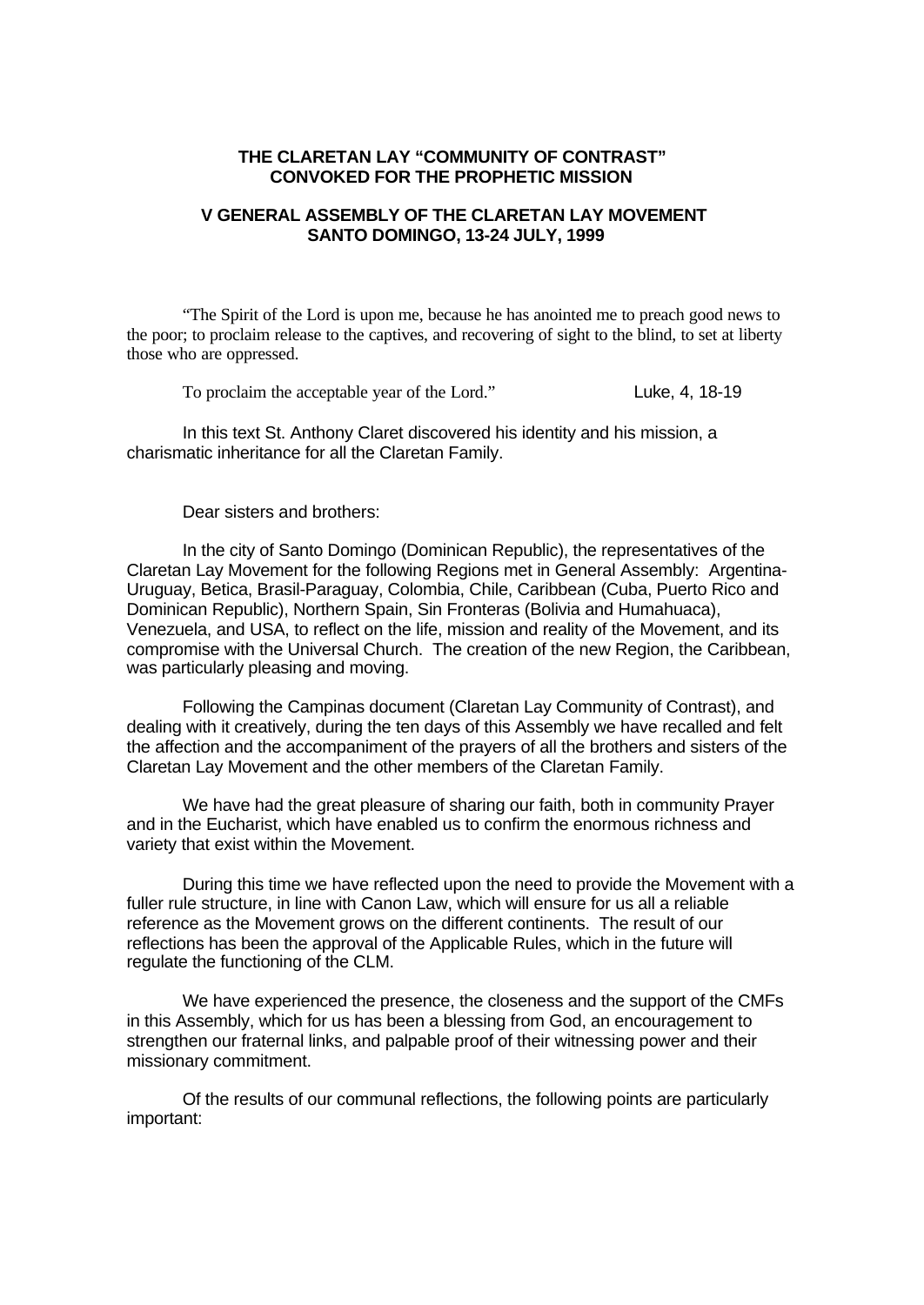# THE CLARETAN LAY "COMMUNITY OF CONTRAST" CONVOKED FOR THE PROPHETIC MISSION

## V GENERAL ASSEMBLY OF THE CLARETAN LAY MOVEMENT SANTO DOMINGO, 13-24 JULY, 1999

"The Spirit of the Lord is upon me, because he has anointed me to preach good news to the poor; to proclaim release to the captives, and recovering of sight to the blind, to set at liberty those who are oppressed.

To proclaim the acceptable year of the Lord." Luke, 4, 18-19

In this text St. Anthony Claret discovered his identity and his mission, a charismatic inheritance for all the Claretan Family.

Dear sisters and brothers:

In the city of Santo Domingo (Dominican Republic), the representatives of the Claretan Lay Movement for the following Regions met in General Assembly: Argentina-Uruguay, Betica, Brasil-Paraguay, Colombia, Chile, Caribbean (Cuba, Puerto Rico and Dominican Republic), Northern Spain, Sin Fronteras (Bolivia and Humahuaca), Venezuela, and USA, to reflect on the life, mission and reality of the Movement, and its compromise with the Universal Church. The creation of the new Region, the Caribbean, was particularly pleasing and moving.

Following the Campinas document (Claretan Lay Community of Contrast), and dealing with it creatively, during the ten days of this Assembly we have recalled and felt the affection and the accompaniment of the prayers of all the brothers and sisters of the Claretan Lay Movement and the other members of the Claretan Family.

We have had the great pleasure of sharing our faith, both in community Prayer and in the Eucharist, which have enabled us to confirm the enormous richness and variety that exist within the Movement.

During this time we have reflected upon the need to provide the Movement with a fuller rule structure, in line with Canon Law, which will ensure for us all a reliable reference as the Movement grows on the different continents. The result of our reflections has been the approval of the Applicable Rules, which in the future will regulate the functioning of the CLM.

We have experienced the presence, the closeness and the support of the CMFs in this Assembly, which for us has been a blessing from God, an encouragement to strengthen our fraternal links, and palpable proof of their witnessing power and their missionary commitment.

Of the results of our communal reflections, the following points are particularly important: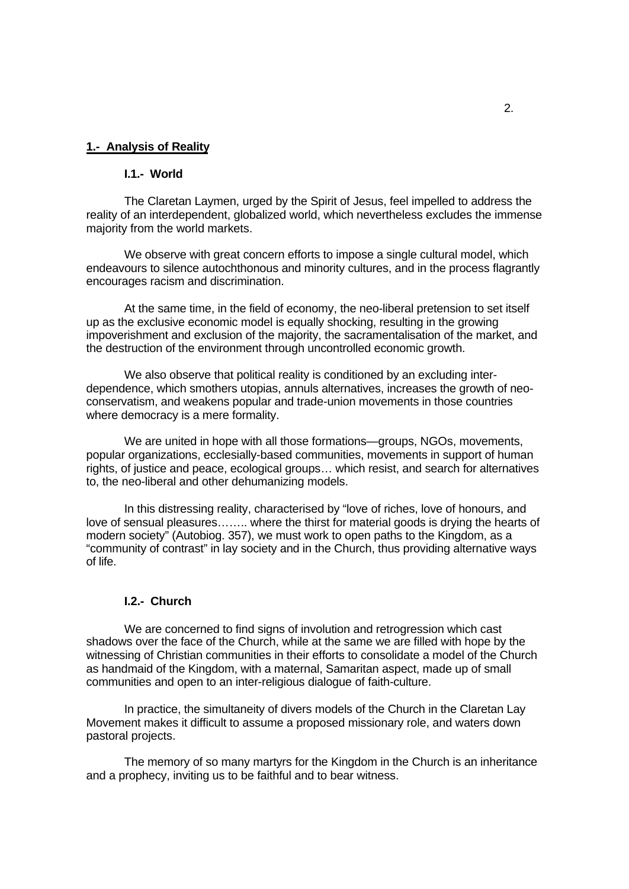## 1.- Analysis of Reality

### I.1.- World

The Claretan Laymen, urged by the Spirit of Jesus, feel impelled to address the reality of an interdependent, globalized world, which nevertheless excludes the immense majority from the world markets.

We observe with great concern efforts to impose a single cultural model, which endeavours to silence autochthonous and minority cultures, and in the process flagrantly encourages racism and discrimination.

At the same time, in the field of economy, the neo-liberal pretension to set itself up as the exclusive economic model is equally shocking, resulting in the growing impoverishment and exclusion of the majority, the sacramentalisation of the market, and the destruction of the environment through uncontrolled economic growth.

We also observe that political reality is conditioned by an excluding inter-dependence, which smothers utopias, annuls alternatives, increases the growth of neo-conservatism, and weakens popular and trade-union movements in those countries where democracy is a mere formality.

We are united in hope with all those formations—groups, NGOs, movements, popular organizations, ecclesially-based communities, movements in support of human rights, of justice and peace, ecological groups… which resist, and search for alternatives to, the neo-liberal and other dehumanizing models.

In this distressing reality, characterised by "love of riches, love of honours, and love of sensual pleasures…….. where the thirst for material goods is drying the hearts of modern society" (Autobiog. 357), we must work to open paths to the Kingdom, as a "community of contrast" in lay society and in the Church, thus providing alternative ways of life.

### I.2.- Church

We are concerned to find signs of involution and retrogression which cast shadows over the face of the Church, while at the same we are filled with hope by the witnessing of Christian communities in their efforts to consolidate a model of the Church as handmaid of the Kingdom, with a maternal, Samaritan aspect, made up of small communities and open to an inter-religious dialogue of faith-culture.

In practice, the simultaneity of divers models of the Church in the Claretan Lay Movement makes it difficult to assume a proposed missionary role, and waters down pastoral projects.

The memory of so many martyrs for the Kingdom in the Church is an inheritance and a prophecy, inviting us to be faithful and to bear witness.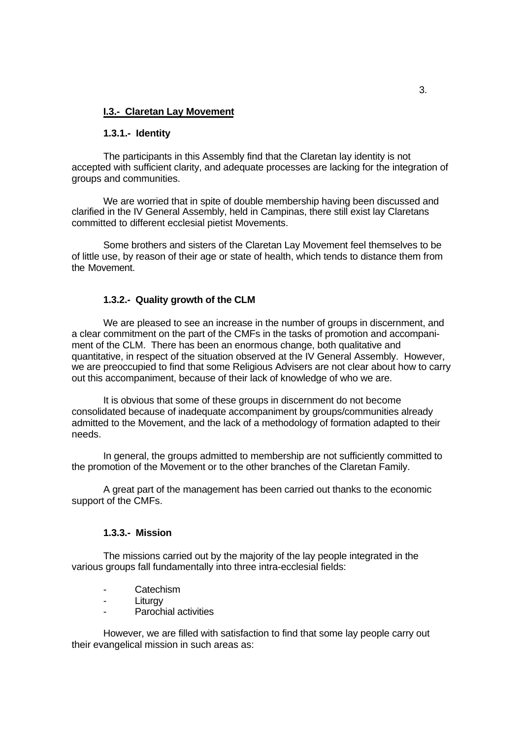## I.3.- Claretan Lay Movement

### 1.3.1.- Identity

The participants in this Assembly find that the Claretan lay identity is not accepted with sufficient clarity, and adequate processes are lacking for the integration of groups and communities.

We are worried that in spite of double membership having been discussed and clarified in the IV General Assembly, held in Campinas, there still exist lay Claretans committed to different ecclesial pietist Movements.

Some brothers and sisters of the Claretan Lay Movement feel themselves to be of little use, by reason of their age or state of health, which tends to distance them from the Movement.

### 1.3.2.- Quality growth of the CLM

We are pleased to see an increase in the number of groups in discernment, and a clear commitment on the part of the CMFs in the tasks of promotion and accompaniment of the CLM. There has been an enormous change, both qualitative and quantitative, in respect of the situation observed at the IV General Assembly. However, we are preoccupied to find that some Religious Advisers are not clear about how to carry out this accompaniment, because of their lack of knowledge of who we are.

It is obvious that some of these groups in discernment do not become consolidated because of inadequate accompaniment by groups/communities already admitted to the Movement, and the lack of a methodology of formation adapted to their needs.

In general, the groups admitted to membership are not sufficiently committed to the promotion of the Movement or to the other branches of the Claretan Family.

A great part of the management has been carried out thanks to the economic support of the CMFs.

### 1.3.3.- Mission

The missions carried out by the majority of the lay people integrated in the various groups fall fundamentally into three intra-ecclesial fields:

- Catechism
- Liturgy
- Parochial activities

However, we are filled with satisfaction to find that some lay people carry out their evangelical mission in such areas as: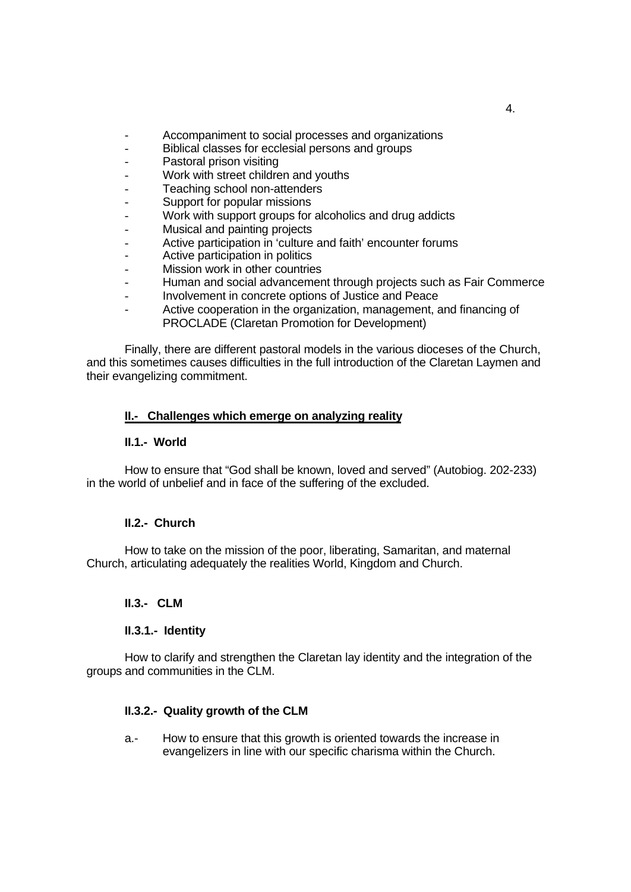- Accompaniment to social processes and organizations
- Biblical classes for ecclesial persons and groups
- Pastoral prison visiting
- Work with street children and youths
- Teaching school non-attenders
- Support for popular missions
- Work with support groups for alcoholics and drug addicts
- Musical and painting projects
- Active participation in 'culture and faith' encounter forums
- Active participation in politics
- Mission work in other countries
- Human and social advancement through projects such as Fair Commerce
- Involvement in concrete options of Justice and Peace
- Active cooperation in the organization, management, and financing of PROCLADE (Claretan Promotion for Development)

Finally, there are different pastoral models in the various dioceses of the Church, and this sometimes causes difficulties in the full introduction of the Claretan Laymen and their evangelizing commitment.

## II.- Challenges which emerge on analyzing reality

### II.1.- World

How to ensure that "God shall be known, loved and served" (Autobiog. 202-233) in the world of unbelief and in face of the suffering of the excluded.

### II.2.- Church

How to take on the mission of the poor, liberating, Samaritan, and maternal Church, articulating adequately the realities World, Kingdom and Church.

### II.3.- CLM

#### II.3.1.- Identity

How to clarify and strengthen the Claretan lay identity and the integration of the groups and communities in the CLM.

#### II.3.2.- Quality growth of the CLM

a.- How to ensure that this growth is oriented towards the increase in evangelizers in line with our specific charisma within the Church.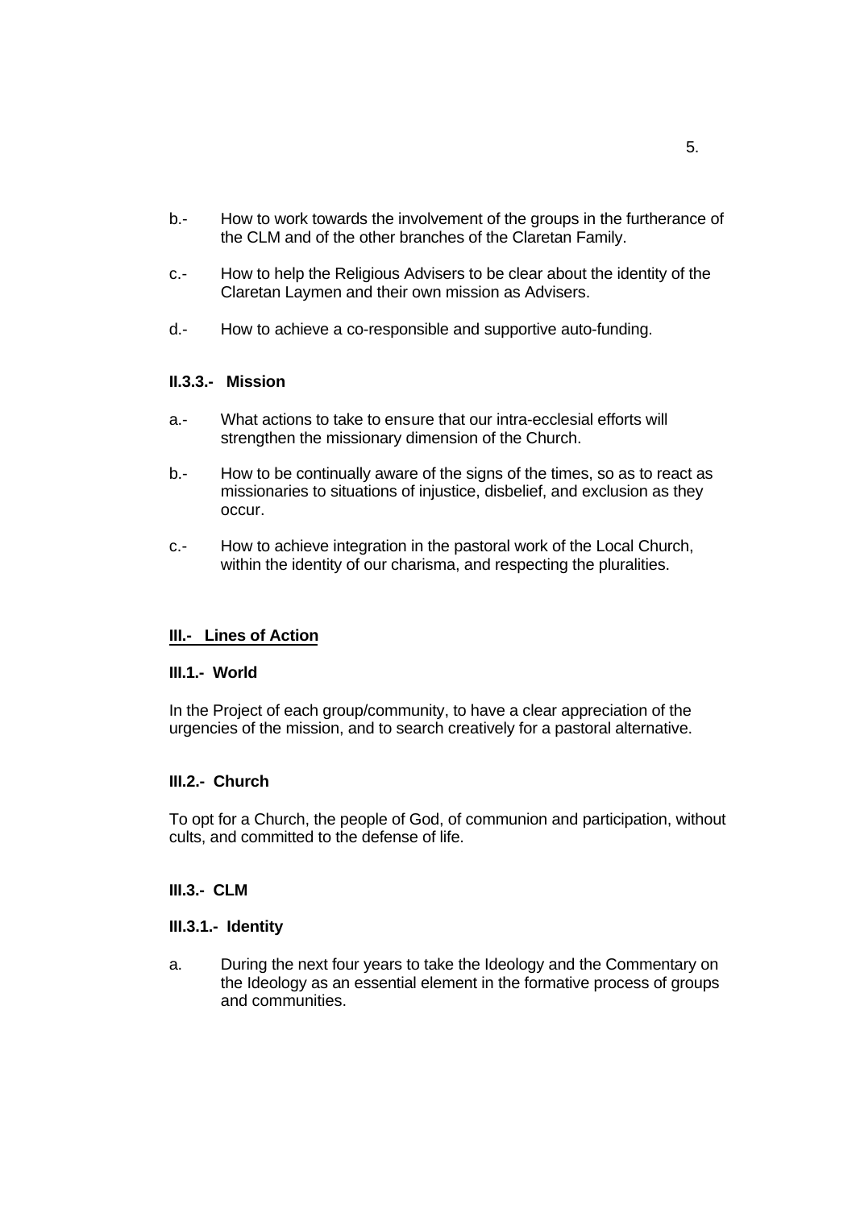b.- How to work towards the involvement of the groups in the furtherance of the CLM and of the other branches of the Claretan Family.

c.- How to help the Religious Advisers to be clear about the identity of the Claretan Laymen and their own mission as Advisers.

d.- How to achieve a co-responsible and supportive auto-funding.

#### II.3.3.- Mission

a.- What actions to take to ensure that our intra-ecclesial efforts will strengthen the missionary dimension of the Church.

b.- How to be continually aware of the signs of the times, so as to react as missionaries to situations of injustice, disbelief, and exclusion as they occur.

c.- How to achieve integration in the pastoral work of the Local Church, within the identity of our charisma, and respecting the pluralities.

## III.- Lines of Action

### III.1.- World

In the Project of each group/community, to have a clear appreciation of the urgencies of the mission, and to search creatively for a pastoral alternative.

### III.2.- Church

To opt for a Church, the people of God, of communion and participation, without cults, and committed to the defense of life.

### III.3.- CLM

#### III.3.1.- Identity

a. During the next four years to take the Ideology and the Commentary on the Ideology as an essential element in the formative process of groups and communities.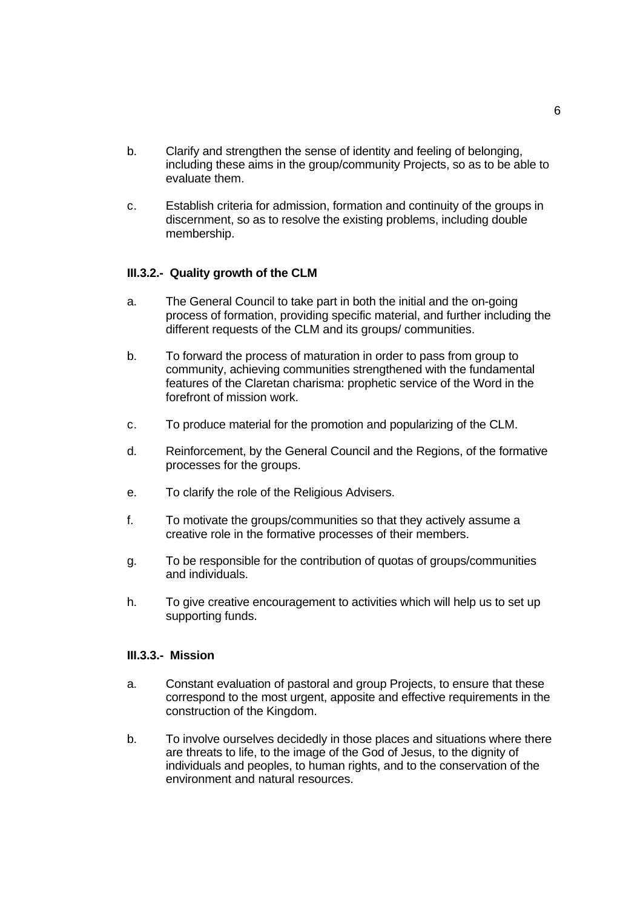b. Clarify and strengthen the sense of identity and feeling of belonging, including these aims in the group/community Projects, so as to be able to evaluate them.

c. Establish criteria for admission, formation and continuity of the groups in discernment, so as to resolve the existing problems, including double membership.

**III.3.2.- Quality growth of the CLM**

a. The General Council to take part in both the initial and the on-going process of formation, providing specific material, and further including the different requests of the CLM and its groups/ communities.

b. To forward the process of maturation in order to pass from group to community, achieving communities strengthened with the fundamental features of the Claretan charisma: prophetic service of the Word in the forefront of mission work.

c. To produce material for the promotion and popularizing of the CLM.

d. Reinforcement, by the General Council and the Regions, of the formative processes for the groups.

e. To clarify the role of the Religious Advisers.

f. To motivate the groups/communities so that they actively assume a creative role in the formative processes of their members.

g. To be responsible for the contribution of quotas of groups/communities and individuals.

h. To give creative encouragement to activities which will help us to set up supporting funds.

**III.3.3.- Mission**

a. Constant evaluation of pastoral and group Projects, to ensure that these correspond to the most urgent, apposite and effective requirements in the construction of the Kingdom.

b. To involve ourselves decidedly in those places and situations where there are threats to life, to the image of the God of Jesus, to the dignity of individuals and peoples, to human rights, and to the conservation of the environment and natural resources.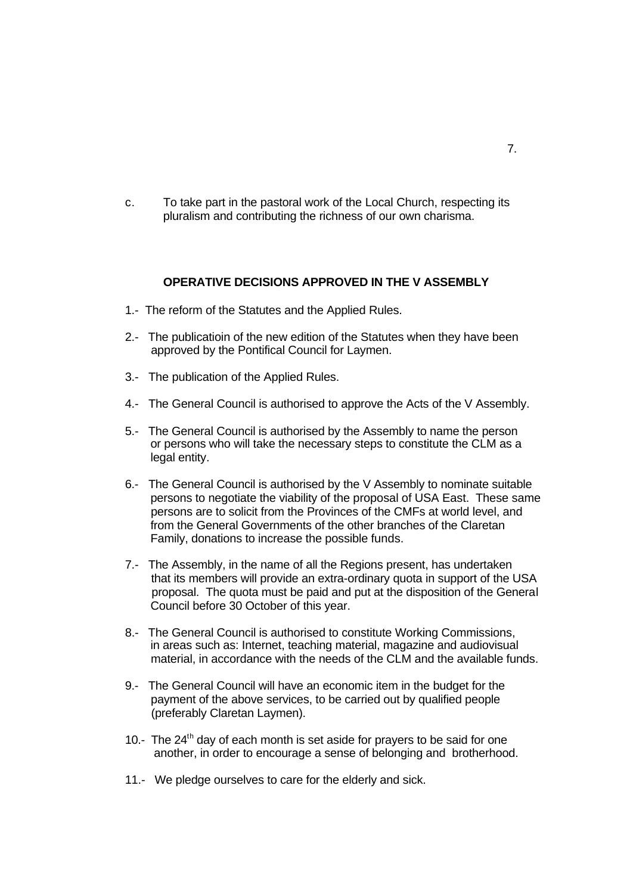c. To take part in the pastoral work of the Local Church, respecting its pluralism and contributing the richness of our own charisma.

**OPERATIVE DECISIONS APPROVED IN THE V ASSEMBLY**

1.- The reform of the Statutes and the Applied Rules.

2.- The publicatioin of the new edition of the Statutes when they have been approved by the Pontifical Council for Laymen.

3.- The publication of the Applied Rules.

4.- The General Council is authorised to approve the Acts of the V Assembly.

5.- The General Council is authorised by the Assembly to name the person or persons who will take the necessary steps to constitute the CLM as a legal entity.

6.- The General Council is authorised by the V Assembly to nominate suitable persons to negotiate the viability of the proposal of USA East. These same persons are to solicit from the Provinces of the CMFs at world level, and from the General Governments of the other branches of the Claretan Family, donations to increase the possible funds.

7.- The Assembly, in the name of all the Regions present, has undertaken that its members will provide an extra-ordinary quota in support of the USA proposal. The quota must be paid and put at the disposition of the General Council before 30 October of this year.

8.- The General Council is authorised to constitute Working Commissions, in areas such as: Internet, teaching material, magazine and audiovisual material, in accordance with the needs of the CLM and the available funds.

9.- The General Council will have an economic item in the budget for the payment of the above services, to be carried out by qualified people (preferably Claretan Laymen).

10.- The 24th day of each month is set aside for prayers to be said for one another, in order to encourage a sense of belonging and brotherhood.

11.- We pledge ourselves to care for the elderly and sick.